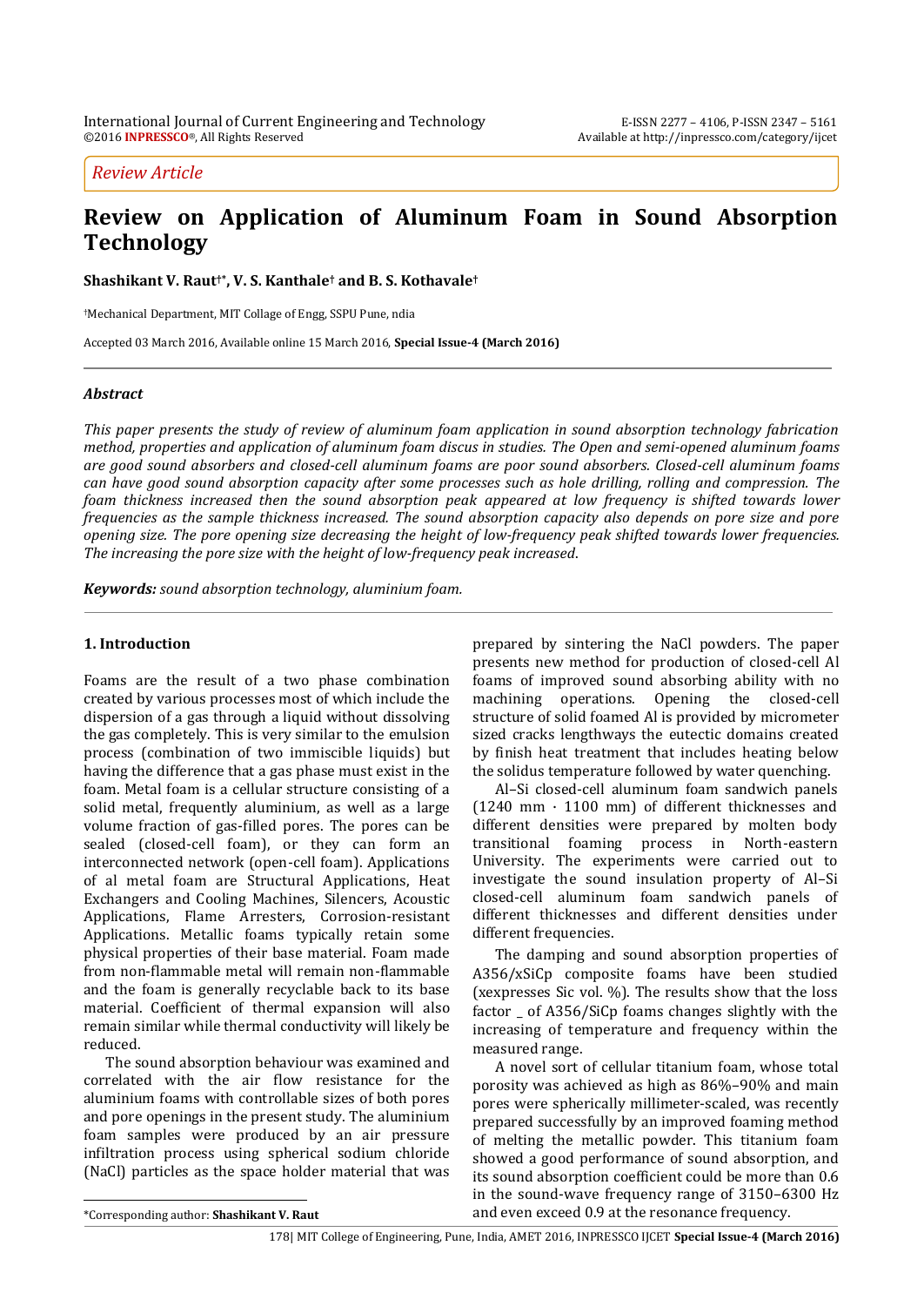*Review Article*

# Review on Application of Aluminum Foam in Sound Absorption Technology

**Shashikant V. Raut[†*], V. S. Kanthale[†] and B. S. Kothavale[†]**

[†]Mechanical Department, MIT Collage of Engg, SSPU Pune, ndia

Accepted 03 March 2016, Available online 15 March 2016, **Special Issue-4 (March 2016)**

---

### *Abstract*

*This paper presents the study of review of aluminum foam application in sound absorption technology fabrication method, properties and application of aluminum foam discus in studies. The Open and semi-opened aluminum foams are good sound absorbers and closed-cell aluminum foams are poor sound absorbers. Closed-cell aluminum foams can have good sound absorption capacity after some processes such as hole drilling, rolling and compression. The foam thickness increased then the sound absorption peak appeared at low frequency is shifted towards lower frequencies as the sample thickness increased. The sound absorption capacity also depends on pore size and pore opening size. The pore opening size decreasing the height of low-frequency peak shifted towards lower frequencies. The increasing the pore size with the height of low-frequency peak increased.*

***Keywords:*** *sound absorption technology, aluminium foam.*

---

## 1. Introduction

Foams are the result of a two phase combination created by various processes most of which include the dispersion of a gas through a liquid without dissolving the gas completely. This is very similar to the emulsion process (combination of two immiscible liquids) but having the difference that a gas phase must exist in the foam. Metal foam is a cellular structure consisting of a solid metal, frequently aluminium, as well as a large volume fraction of gas-filled pores. The pores can be sealed (closed-cell foam), or they can form an interconnected network (open-cell foam). Applications of al metal foam are Structural Applications, Heat Exchangers and Cooling Machines, Silencers, Acoustic Applications, Flame Arresters, Corrosion-resistant Applications. Metallic foams typically retain some physical properties of their base material. Foam made from non-flammable metal will remain non-flammable and the foam is generally recyclable back to its base material. Coefficient of thermal expansion will also remain similar while thermal conductivity will likely be reduced.

The sound absorption behaviour was examined and correlated with the air flow resistance for the aluminium foams with controllable sizes of both pores and pore openings in the present study. The aluminium foam samples were produced by an air pressure infiltration process using spherical sodium chloride (NaCl) particles as the space holder material that was prepared by sintering the NaCl powders. The paper presents new method for production of closed-cell Al foams of improved sound absorbing ability with no machining operations. Opening the closed-cell structure of solid foamed Al is provided by micrometer sized cracks lengthways the eutectic domains created by finish heat treatment that includes heating below the solidus temperature followed by water quenching.

Al–Si closed-cell aluminum foam sandwich panels (1240 mm · 1100 mm) of different thicknesses and different densities were prepared by molten body transitional foaming process in North-eastern University. The experiments were carried out to investigate the sound insulation property of Al–Si closed-cell aluminum foam sandwich panels of different thicknesses and different densities under different frequencies.

The damping and sound absorption properties of A356/xSiCp composite foams have been studied (xexpresses Sic vol. %). The results show that the loss factor _ of A356/SiCp foams changes slightly with the increasing of temperature and frequency within the measured range.

A novel sort of cellular titanium foam, whose total porosity was achieved as high as 86%–90% and main pores were spherically millimeter-scaled, was recently prepared successfully by an improved foaming method of melting the metallic powder. This titanium foam showed a good performance of sound absorption, and its sound absorption coefficient could be more than 0.6 in the sound-wave frequency range of 3150–6300 Hz and even exceed 0.9 at the resonance frequency.

*Corresponding author: **Shashikant V. Raut**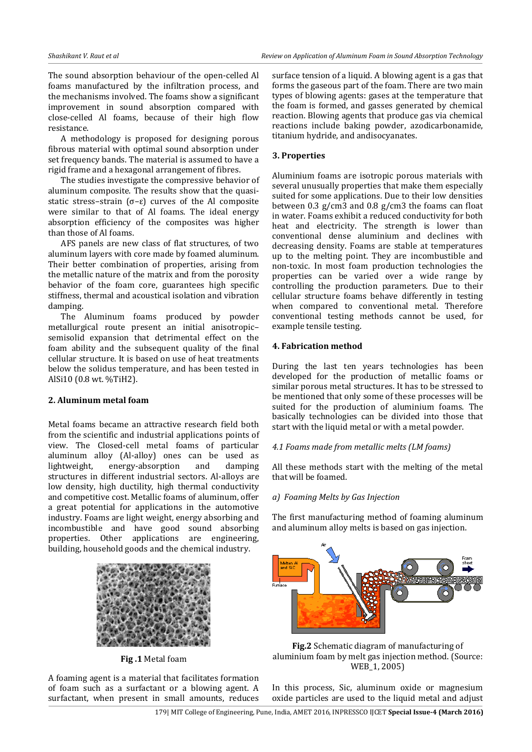The sound absorption behaviour of the open-celled Al foams manufactured by the infiltration process, and the mechanisms involved. The foams show a significant improvement in sound absorption compared with close-celled Al foams, because of their high flow resistance.

A methodology is proposed for designing porous fibrous material with optimal sound absorption under set frequency bands. The material is assumed to have a rigid frame and a hexagonal arrangement of fibres.

The studies investigate the compressive behavior of aluminum composite. The results show that the quasi-static stress–strain (σ–ε) curves of the Al composite were similar to that of Al foams. The ideal energy absorption efficiency of the composites was higher than those of Al foams.

AFS panels are new class of flat structures, of two aluminum layers with core made by foamed aluminum. Their better combination of properties, arising from the metallic nature of the matrix and from the porosity behavior of the foam core, guarantees high specific stiffness, thermal and acoustical isolation and vibration damping.

The Aluminum foams produced by powder metallurgical route present an initial anisotropic–semisolid expansion that detrimental effect on the foam ability and the subsequent quality of the final cellular structure. It is based on use of heat treatments below the solidus temperature, and has been tested in AlSi10 (0.8 wt. %$TiH_2$).

## 2. Aluminum metal foam

Metal foams became an attractive research field both from the scientific and industrial applications points of view. The Closed-cell metal foams of particular aluminum alloy (Al-alloy) ones can be used as lightweight, energy-absorption and damping structures in different industrial sectors. Al-alloys are low density, high ductility, high thermal conductivity and competitive cost. Metallic foams of aluminum, offer a great potential for applications in the automotive industry. Foams are light weight, energy absorbing and incombustible and have good sound absorbing properties. Other applications are engineering, building, household goods and the chemical industry.

**Fig .1** Metal foam

A foaming agent is a material that facilitates formation of foam such as a surfactant or a blowing agent. A surfactant, when present in small amounts, reduces surface tension of a liquid. A blowing agent is a gas that forms the gaseous part of the foam. There are two main types of blowing agents: gases at the temperature that the foam is formed, and gasses generated by chemical reaction. Blowing agents that produce gas via chemical reactions include baking powder, azodicarbonamide, titanium hydride, and andisocyanates.

## 3. Properties

Aluminium foams are isotropic porous materials with several unusually properties that make them especially suited for some applications. Due to their low densities between 0.3 g/cm3 and 0.8 g/cm3 the foams can float in water. Foams exhibit a reduced conductivity for both heat and electricity. The strength is lower than conventional dense aluminium and declines with decreasing density. Foams are stable at temperatures up to the melting point. They are incombustible and non-toxic. In most foam production technologies the properties can be varied over a wide range by controlling the production parameters. Due to their cellular structure foams behave differently in testing when compared to conventional metal. Therefore conventional testing methods cannot be used, for example tensile testing.

## 4. Fabrication method

During the last ten years technologies has been developed for the production of metallic foams or similar porous metal structures. It has to be stressed to be mentioned that only some of these processes will be suited for the production of aluminium foams. The basically technologies can be divided into those that start with the liquid metal or with a metal powder.

### *4.1 Foams made from metallic melts (LM foams)*

All these methods start with the melting of the metal that will be foamed.

*a) Foaming Melts by Gas Injection*

The first manufacturing method of foaming aluminum and aluminum alloy melts is based on gas injection.

**Fig.2** Schematic diagram of manufacturing of aluminium foam by melt gas injection method. (Source: WEB_1, 2005)

In this process, Sic, aluminum oxide or magnesium oxide particles are used to the liquid metal and adjust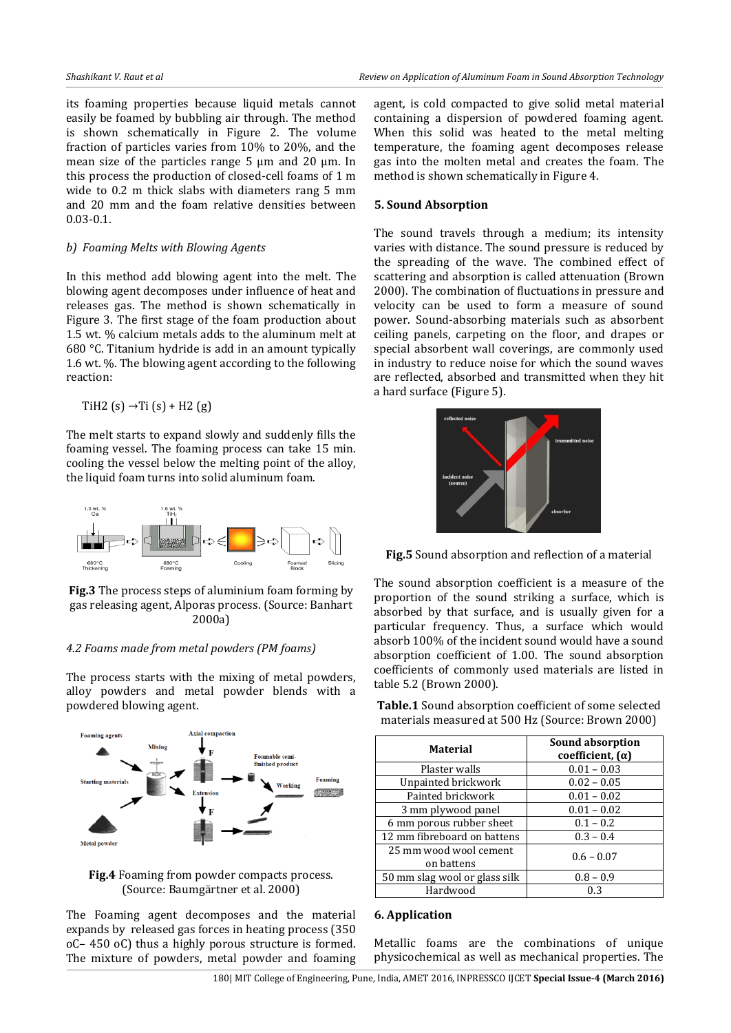its foaming properties because liquid metals cannot easily be foamed by bubbling air through. The method is shown schematically in Figure 2. The volume fraction of particles varies from 10% to 20%, and the mean size of the particles range 5 µm and 20 µm. In this process the production of closed-cell foams of 1 m wide to 0.2 m thick slabs with diameters rang 5 mm and 20 mm and the foam relative densities between 0.03-0.1.

*b) Foaming Melts with Blowing Agents*

In this method add blowing agent into the melt. The blowing agent decomposes under influence of heat and releases gas. The method is shown schematically in Figure 3. The first stage of the foam production about 1.5 wt. % calcium metals adds to the aluminum melt at 680 °C. Titanium hydride is add in an amount typically 1.6 wt. %. The blowing agent according to the following reaction:

$$TiH_2 (s) \rightarrow Ti (s) + H_2 (g)$$

The melt starts to expand slowly and suddenly fills the foaming vessel. The foaming process can take 15 min. cooling the vessel below the melting point of the alloy, the liquid foam turns into solid aluminum foam.

**Fig.3** The process steps of aluminium foam forming by gas releasing agent, Alporas process. (Source: Banhart 2000a)

*4.2 Foams made from metal powders (PM foams)*

The process starts with the mixing of metal powders, alloy powders and metal powder blends with a powdered blowing agent.

**Fig.4** Foaming from powder compacts process. (Source: Baumgärtner et al. 2000)

The Foaming agent decomposes and the material expands by released gas forces in heating process (350 oC– 450 oC) thus a highly porous structure is formed. The mixture of powders, metal powder and foaming agent, is cold compacted to give solid metal material containing a dispersion of powdered foaming agent. When this solid was heated to the metal melting temperature, the foaming agent decomposes release gas into the molten metal and creates the foam. The method is shown schematically in Figure 4.

## 5. Sound Absorption

The sound travels through a medium; its intensity varies with distance. The sound pressure is reduced by the spreading of the wave. The combined effect of scattering and absorption is called attenuation (Brown 2000). The combination of fluctuations in pressure and velocity can be used to form a measure of sound power. Sound-absorbing materials such as absorbent ceiling panels, carpeting on the floor, and drapes or special absorbent wall coverings, are commonly used in industry to reduce noise for which the sound waves are reflected, absorbed and transmitted when they hit a hard surface (Figure 5).

**Fig.5** Sound absorption and reflection of a material

The sound absorption coefficient is a measure of the proportion of the sound striking a surface, which is absorbed by that surface, and is usually given for a particular frequency. Thus, a surface which would absorb 100% of the incident sound would have a sound absorption coefficient of 1.00. The sound absorption coefficients of commonly used materials are listed in table 5.2 (Brown 2000).

**Table.1** Sound absorption coefficient of some selected materials measured at 500 Hz (Source: Brown 2000)

| Material | Sound absorption coefficient, (α) |
|---|---|
| Plaster walls | 0.01 – 0.03 |
| Unpainted brickwork | 0.02 – 0.05 |
| Painted brickwork | 0.01 – 0.02 |
| 3 mm plywood panel | 0.01 – 0.02 |
| 6 mm porous rubber sheet | 0.1 – 0.2 |
| 12 mm fibreboard on battens | 0.3 – 0.4 |
| 25 mm wood wool cement on battens | 0.6 – 0.07 |
| 50 mm slag wool or glass silk | 0.8 – 0.9 |
| Hardwood | 0.3 |

## 6. Application

Metallic foams are the combinations of unique physicochemical as well as mechanical properties. The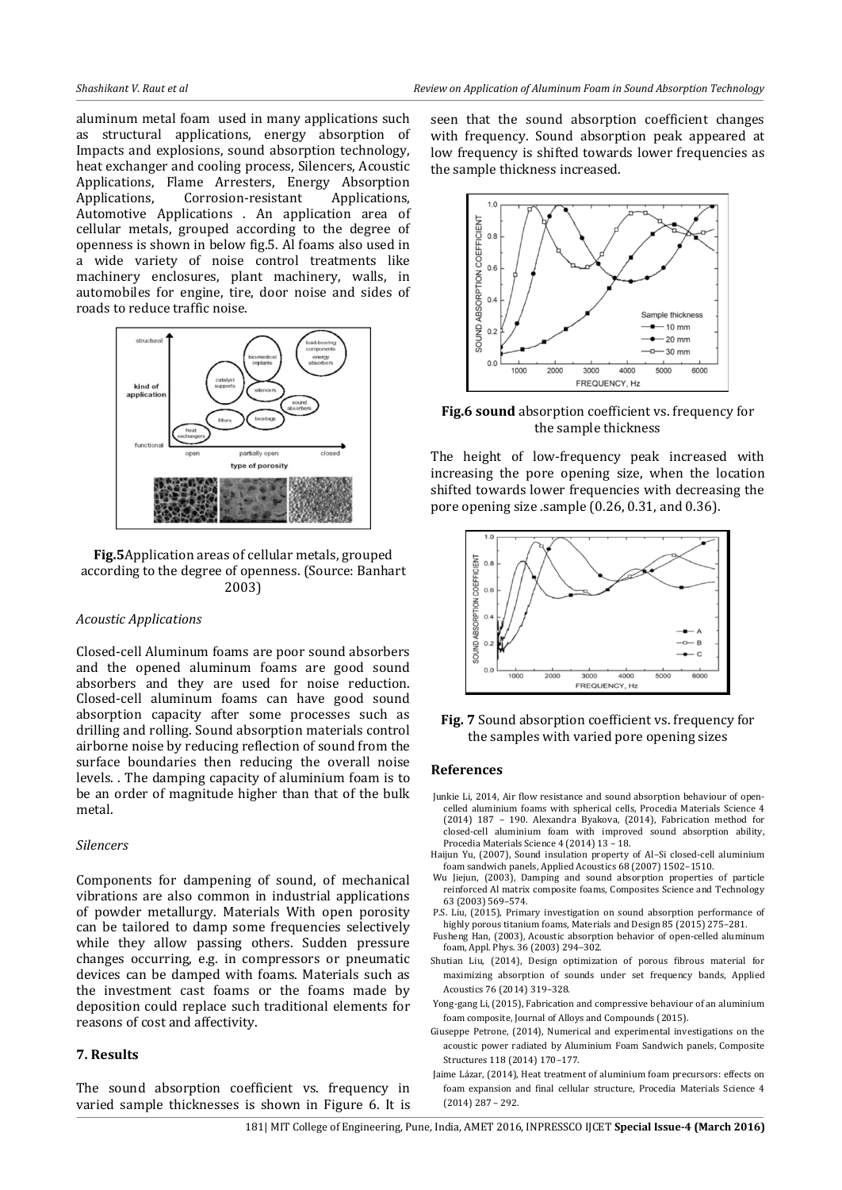aluminum metal foam used in many applications such as structural applications, energy absorption of Impacts and explosions, sound absorption technology, heat exchanger and cooling process, Silencers, Acoustic Applications, Flame Arresters, Energy Absorption Applications, Corrosion-resistant Applications, Automotive Applications . An application area of cellular metals, grouped according to the degree of openness is shown in below fig.5. Al foams also used in a wide variety of noise control treatments like machinery enclosures, plant machinery, walls, in automobiles for engine, tire, door noise and sides of roads to reduce traffic noise.

structural
kind of application
functional
heat exchangers
catalyst supports
filters
bio-medical implants
silencers
bearings
sound absorbers
load-bearing components
energy absorbers
open
partially open
closed
type of porosity

**Fig.5** Application areas of cellular metals, grouped according to the degree of openness. (Source: Banhart 2003)

### *Acoustic Applications*

Closed-cell Aluminum foams are poor sound absorbers and the opened aluminum foams are good sound absorbers and they are used for noise reduction. Closed-cell aluminum foams can have good sound absorption capacity after some processes such as drilling and rolling. Sound absorption materials control airborne noise by reducing reflection of sound from the surface boundaries then reducing the overall noise levels. . The damping capacity of aluminium foam is to be an order of magnitude higher than that of the bulk metal.

### *Silencers*

Components for dampening of sound, of mechanical vibrations are also common in industrial applications of powder metallurgy. Materials With open porosity can be tailored to damp some frequencies selectively while they allow passing others. Sudden pressure changes occurring, e.g. in compressors or pneumatic devices can be damped with foams. Materials such as the investment cast foams or the foams made by deposition could replace such traditional elements for reasons of cost and affectivity.

## 7. Results

The sound absorption coefficient vs. frequency in varied sample thicknesses is shown in Figure 6. It is seen that the sound absorption coefficient changes with frequency. Sound absorption peak appeared at low frequency is shifted towards lower frequencies as the sample thickness increased.

SOUND ABSORPTION COEFFICIENT
FREQUENCY, Hz
Sample thickness
10 mm
20 mm
30 mm

**Fig.6 sound** absorption coefficient vs. frequency for the sample thickness

The height of low-frequency peak increased with increasing the pore opening size, when the location shifted towards lower frequencies with decreasing the pore opening size .sample (0.26, 0.31, and 0.36).

SOUND ABSORPTION COEFFICIENT
FREQUENCY, Hz
A
B
C

**Fig. 7** Sound absorption coefficient vs. frequency for the samples with varied pore opening sizes

## References

Junkie Li, 2014, Air flow resistance and sound absorption behaviour of open-celled aluminium foams with spherical cells, Procedia Materials Science 4 (2014) 187 – 190. Alexandra Byakova, (2014), Fabrication method for closed-cell aluminium foam with improved sound absorption ability, Procedia Materials Science 4 (2014) 13 – 18.

Haijun Yu, (2007), Sound insulation property of Al–Si closed-cell aluminium foam sandwich panels, Applied Acoustics 68 (2007) 1502–1510.

Wu Jiejun, (2003), Damping and sound absorption properties of particle reinforced Al matrix composite foams, Composites Science and Technology 63 (2003) 569–574.

P.S. Liu, (2015), Primary investigation on sound absorption performance of highly porous titanium foams, Materials and Design 85 (2015) 275–281.

Fusheng Han, (2003), Acoustic absorption behavior of open-celled aluminum foam, Appl. Phys. 36 (2003) 294–302.

Shutian Liu, (2014), Design optimization of porous fibrous material for maximizing absorption of sounds under set frequency bands, Applied Acoustics 76 (2014) 319–328.

Yong-gang Li, (2015), Fabrication and compressive behaviour of an aluminium foam composite, Journal of Alloys and Compounds (2015).

Giuseppe Petrone, (2014), Numerical and experimental investigations on the acoustic power radiated by Aluminium Foam Sandwich panels, Composite Structures 118 (2014) 170–177.

Jaime Lázar, (2014), Heat treatment of aluminium foam precursors: effects on foam expansion and final cellular structure, Procedia Materials Science 4 (2014) 287 – 292.